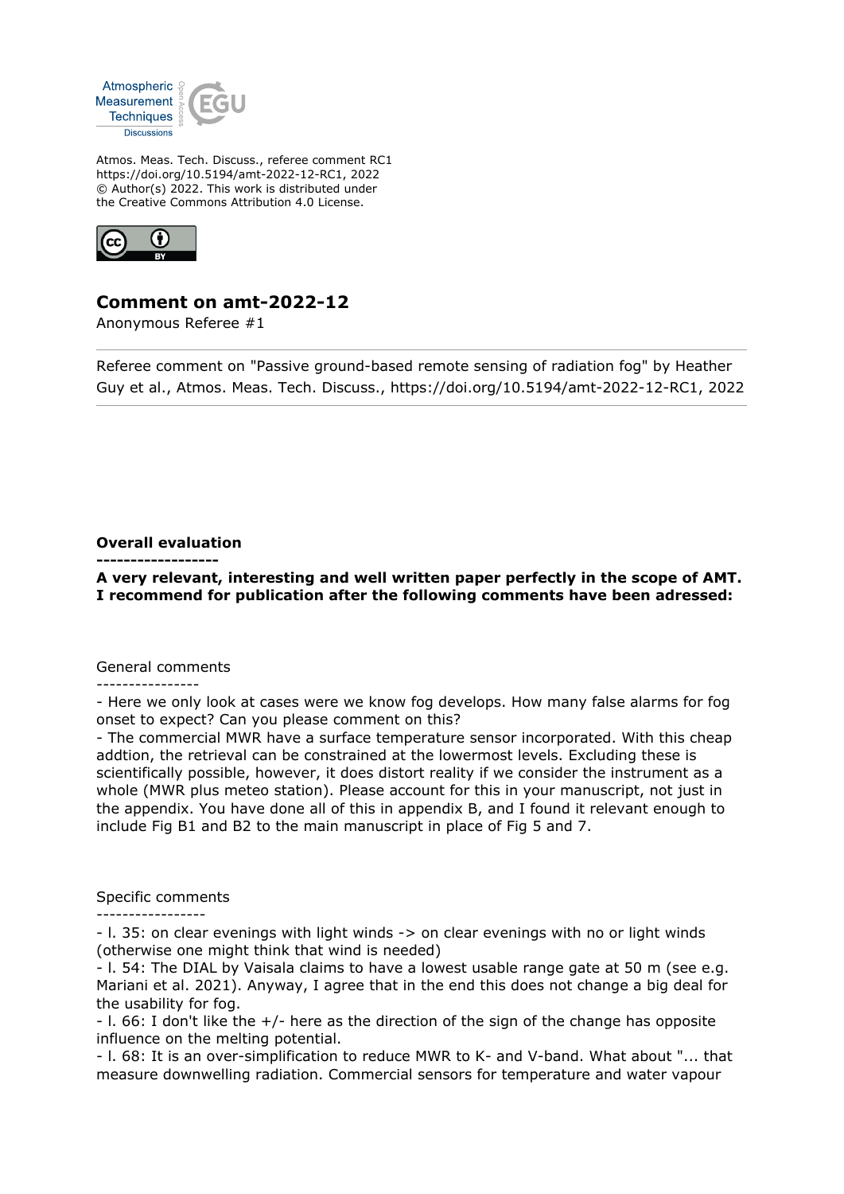Atmos. Meas. Tech. Discuss., referee comment RC1
https://doi.org/10.5194/amt-2022-12-RC1, 2022
© Author(s) 2022. This work is distributed under
the Creative Commons Attribution 4.0 License.

## Comment on amt-2022-12

Anonymous Referee #1

Referee comment on "Passive ground-based remote sensing of radiation fog" by Heather Guy et al., Atmos. Meas. Tech. Discuss., https://doi.org/10.5194/amt-2022-12-RC1, 2022

**Overall evaluation**
**------------------**
**A very relevant, interesting and well written paper perfectly in the scope of AMT. I recommend for publication after the following comments have been adressed:**

General comments
----------------
- Here we only look at cases were we know fog develops. How many false alarms for fog onset to expect? Can you please comment on this?
- The commercial MWR have a surface temperature sensor incorporated. With this cheap addtion, the retrieval can be constrained at the lowermost levels. Excluding these is scientifically possible, however, it does distort reality if we consider the instrument as a whole (MWR plus meteo station). Please account for this in your manuscript, not just in the appendix. You have done all of this in appendix B, and I found it relevant enough to include Fig B1 and B2 to the main manuscript in place of Fig 5 and 7.

Specific comments
-----------------
- l. 35: on clear evenings with light winds -> on clear evenings with no or light winds (otherwise one might think that wind is needed)
- l. 54: The DIAL by Vaisala claims to have a lowest usable range gate at 50 m (see e.g. Mariani et al. 2021). Anyway, I agree that in the end this does not change a big deal for the usability for fog.
- l. 66: I don't like the +/- here as the direction of the sign of the change has opposite influence on the melting potential.
- l. 68: It is an over-simplification to reduce MWR to K- and V-band. What about "... that measure downwelling radiation. Commercial sensors for temperature and water vapour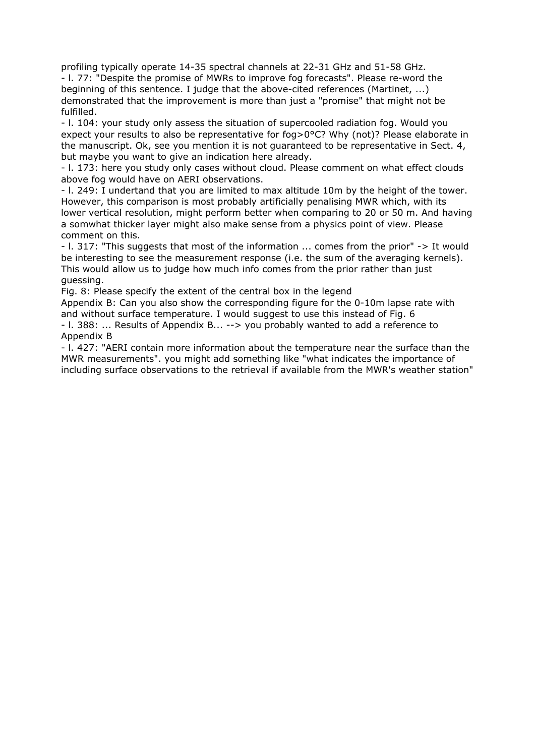profiling typically operate 14-35 spectral channels at 22-31 GHz and 51-58 GHz.

- l. 77: "Despite the promise of MWRs to improve fog forecasts". Please re-word the beginning of this sentence. I judge that the above-cited references (Martinet, ...) demonstrated that the improvement is more than just a "promise" that might not be fulfilled.
- l. 104: your study only assess the situation of supercooled radiation fog. Would you expect your results to also be representative for fog>0°C? Why (not)? Please elaborate in the manuscript. Ok, see you mention it is not guaranteed to be representative in Sect. 4, but maybe you want to give an indication here already.
- l. 173: here you study only cases without cloud. Please comment on what effect clouds above fog would have on AERI observations.
- l. 249: I undertand that you are limited to max altitude 10m by the height of the tower. However, this comparison is most probably artificially penalising MWR which, with its lower vertical resolution, might perform better when comparing to 20 or 50 m. And having a somwhat thicker layer might also make sense from a physics point of view. Please comment on this.
- l. 317: "This suggests that most of the information ... comes from the prior" -> It would be interesting to see the measurement response (i.e. the sum of the averaging kernels). This would allow us to judge how much info comes from the prior rather than just guessing.

Fig. 8: Please specify the extent of the central box in the legend

Appendix B: Can you also show the corresponding figure for the 0-10m lapse rate with and without surface temperature. I would suggest to use this instead of Fig. 6

- l. 388: ... Results of Appendix B... --> you probably wanted to add a reference to Appendix B
- l. 427: "AERI contain more information about the temperature near the surface than the MWR measurements". you might add something like "what indicates the importance of including surface observations to the retrieval if available from the MWR's weather station"